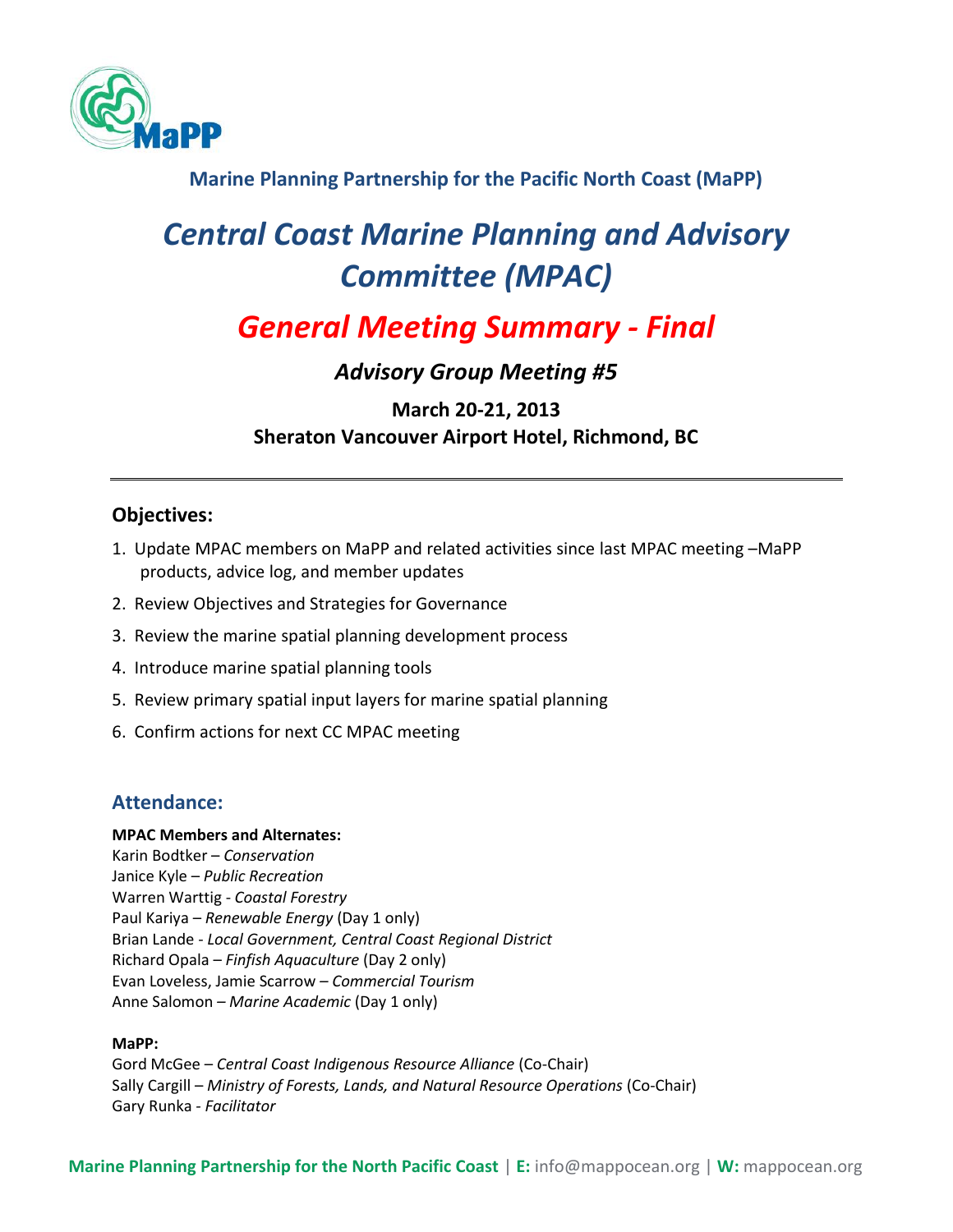**Marine Planning Partnership for the Pacific North Coast (MaPP)**

# *Central Coast Marine Planning and Advisory Committee (MPAC)*

# *General Meeting Summary - Final*

### *Advisory Group Meeting #5*

**March 20-21, 2013**
**Sheraton Vancouver Airport Hotel, Richmond, BC**

---

## Objectives:

1. Update MPAC members on MaPP and related activities since last MPAC meeting –MaPP products, advice log, and member updates
2. Review Objectives and Strategies for Governance
3. Review the marine spatial planning development process
4. Introduce marine spatial planning tools
5. Review primary spatial input layers for marine spatial planning
6. Confirm actions for next CC MPAC meeting

## Attendance:

**MPAC Members and Alternates:**
Karin Bodtker – *Conservation*
Janice Kyle – *Public Recreation*
Warren Warttig - *Coastal Forestry*
Paul Kariya – *Renewable Energy* (Day 1 only)
Brian Lande - *Local Government, Central Coast Regional District*
Richard Opala – *Finfish Aquaculture* (Day 2 only)
Evan Loveless, Jamie Scarrow – *Commercial Tourism*
Anne Salomon – *Marine Academic* (Day 1 only)

**MaPP:**
Gord McGee – *Central Coast Indigenous Resource Alliance* (Co-Chair)
Sally Cargill – *Ministry of Forests, Lands, and Natural Resource Operations* (Co-Chair)
Gary Runka - *Facilitator*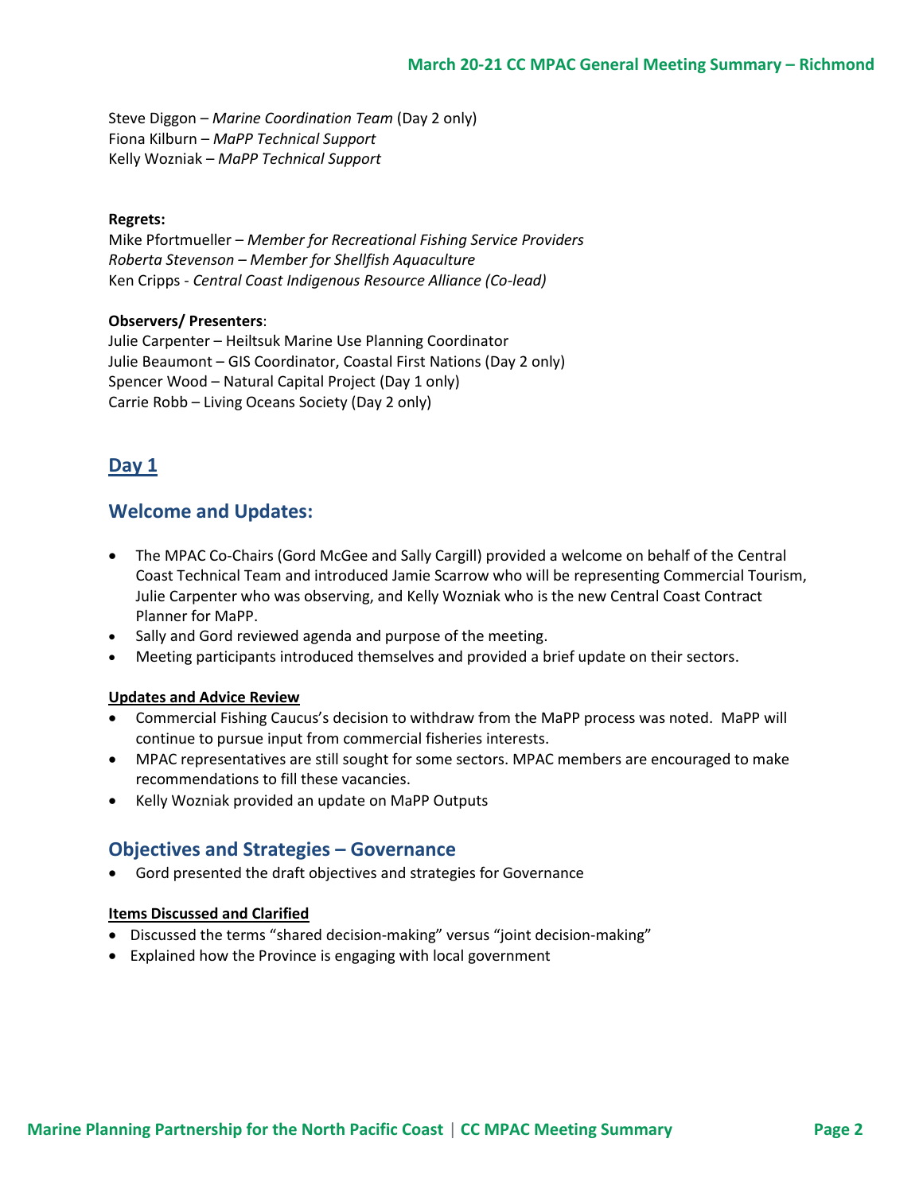Steve Diggon – *Marine Coordination Team* (Day 2 only)
Fiona Kilburn – *MaPP Technical Support*
Kelly Wozniak – *MaPP Technical Support*

**Regrets:**
Mike Pfortmueller – *Member for Recreational Fishing Service Providers*
*Roberta Stevenson – Member for Shellfish Aquaculture*
Ken Cripps - *Central Coast Indigenous Resource Alliance (Co-lead)*

**Observers/ Presenters**:
Julie Carpenter – Heiltsuk Marine Use Planning Coordinator
Julie Beaumont – GIS Coordinator, Coastal First Nations (Day 2 only)
Spencer Wood – Natural Capital Project (Day 1 only)
Carrie Robb – Living Oceans Society (Day 2 only)

## Day 1

## Welcome and Updates:

- The MPAC Co-Chairs (Gord McGee and Sally Cargill) provided a welcome on behalf of the Central Coast Technical Team and introduced Jamie Scarrow who will be representing Commercial Tourism, Julie Carpenter who was observing, and Kelly Wozniak who is the new Central Coast Contract Planner for MaPP.
- Sally and Gord reviewed agenda and purpose of the meeting.
- Meeting participants introduced themselves and provided a brief update on their sectors.

**Updates and Advice Review**

- Commercial Fishing Caucus's decision to withdraw from the MaPP process was noted. MaPP will continue to pursue input from commercial fisheries interests.
- MPAC representatives are still sought for some sectors. MPAC members are encouraged to make recommendations to fill these vacancies.
- Kelly Wozniak provided an update on MaPP Outputs

## Objectives and Strategies – Governance

- Gord presented the draft objectives and strategies for Governance

**Items Discussed and Clarified**

- Discussed the terms "shared decision-making" versus "joint decision-making"
- Explained how the Province is engaging with local government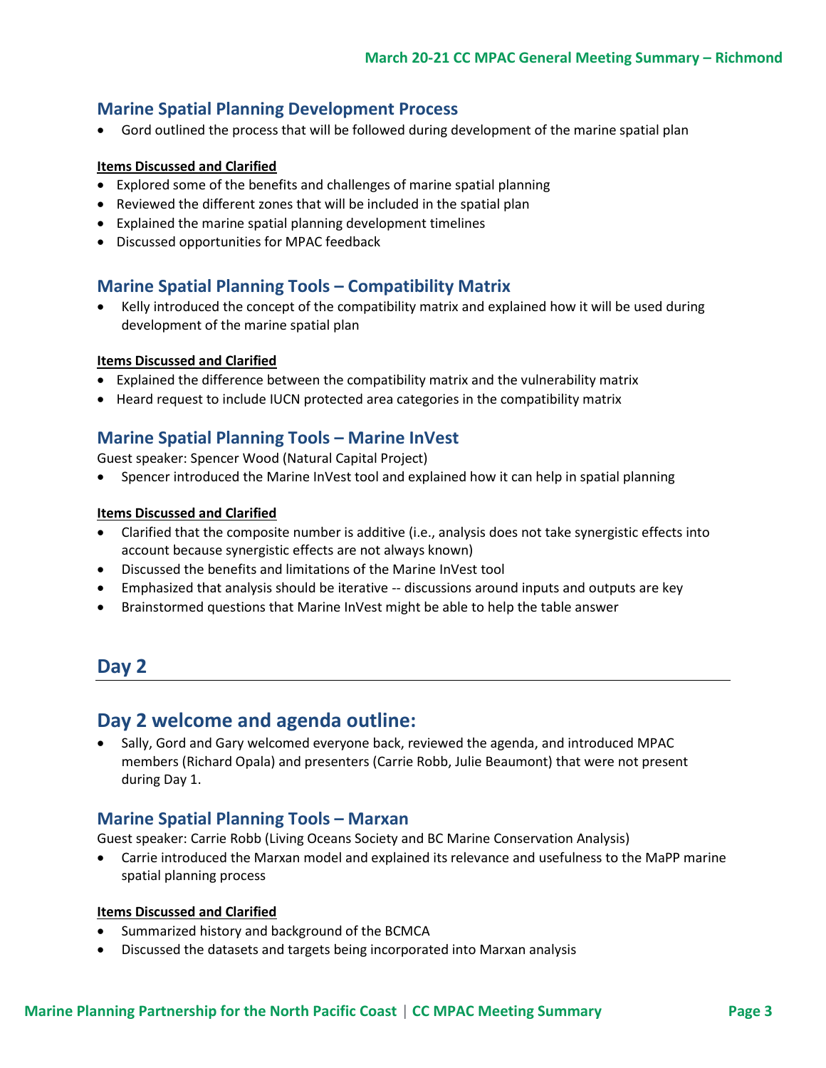## Marine Spatial Planning Development Process

- Gord outlined the process that will be followed during development of the marine spatial plan

**Items Discussed and Clarified**

- Explored some of the benefits and challenges of marine spatial planning
- Reviewed the different zones that will be included in the spatial plan
- Explained the marine spatial planning development timelines
- Discussed opportunities for MPAC feedback

## Marine Spatial Planning Tools – Compatibility Matrix

- Kelly introduced the concept of the compatibility matrix and explained how it will be used during development of the marine spatial plan

**Items Discussed and Clarified**

- Explained the difference between the compatibility matrix and the vulnerability matrix
- Heard request to include IUCN protected area categories in the compatibility matrix

## Marine Spatial Planning Tools – Marine InVest

Guest speaker: Spencer Wood (Natural Capital Project)

- Spencer introduced the Marine InVest tool and explained how it can help in spatial planning

**Items Discussed and Clarified**

- Clarified that the composite number is additive (i.e., analysis does not take synergistic effects into account because synergistic effects are not always known)
- Discussed the benefits and limitations of the Marine InVest tool
- Emphasized that analysis should be iterative -- discussions around inputs and outputs are key
- Brainstormed questions that Marine InVest might be able to help the table answer

# Day 2

# Day 2 welcome and agenda outline:

- Sally, Gord and Gary welcomed everyone back, reviewed the agenda, and introduced MPAC members (Richard Opala) and presenters (Carrie Robb, Julie Beaumont) that were not present during Day 1.

## Marine Spatial Planning Tools – Marxan

Guest speaker: Carrie Robb (Living Oceans Society and BC Marine Conservation Analysis)

- Carrie introduced the Marxan model and explained its relevance and usefulness to the MaPP marine spatial planning process

**Items Discussed and Clarified**

- Summarized history and background of the BCMCA
- Discussed the datasets and targets being incorporated into Marxan analysis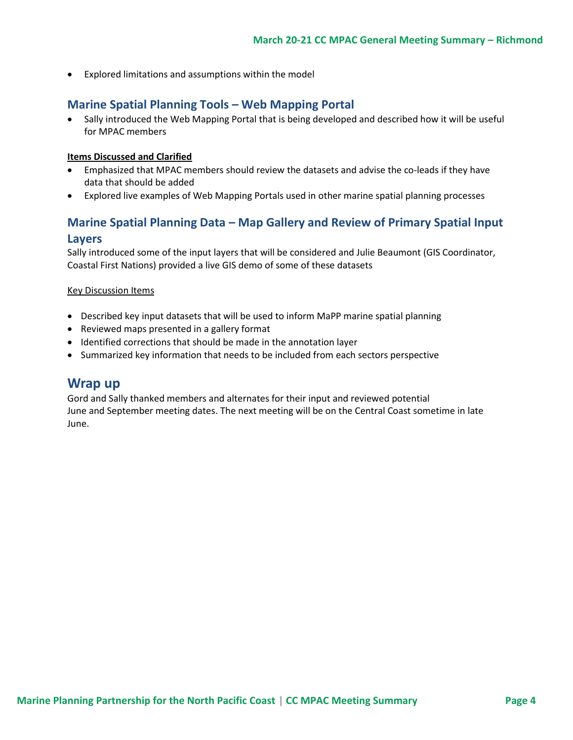- Explored limitations and assumptions within the model

## Marine Spatial Planning Tools – Web Mapping Portal

- Sally introduced the Web Mapping Portal that is being developed and described how it will be useful for MPAC members

**Items Discussed and Clarified**

- Emphasized that MPAC members should review the datasets and advise the co-leads if they have data that should be added
- Explored live examples of Web Mapping Portals used in other marine spatial planning processes

## Marine Spatial Planning Data – Map Gallery and Review of Primary Spatial Input Layers

Sally introduced some of the input layers that will be considered and Julie Beaumont (GIS Coordinator, Coastal First Nations) provided a live GIS demo of some of these datasets

Key Discussion Items

- Described key input datasets that will be used to inform MaPP marine spatial planning
- Reviewed maps presented in a gallery format
- Identified corrections that should be made in the annotation layer
- Summarized key information that needs to be included from each sectors perspective

# Wrap up

Gord and Sally thanked members and alternates for their input and reviewed potential June and September meeting dates. The next meeting will be on the Central Coast sometime in late June.